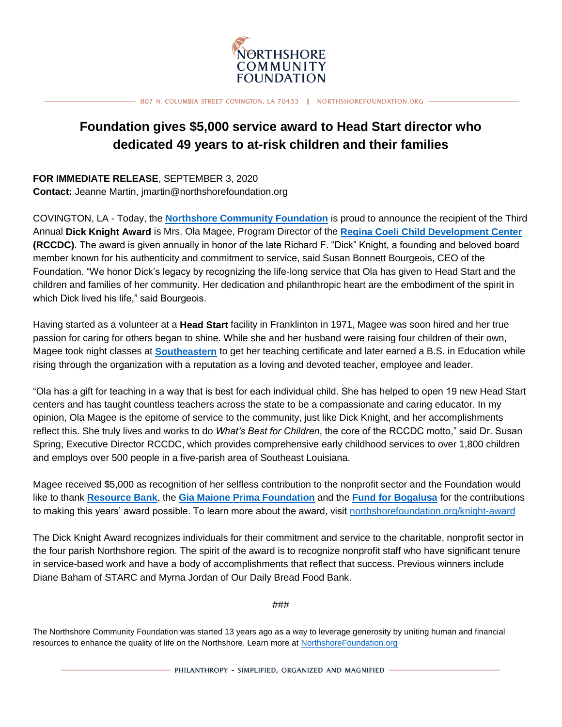NORTHSHORE COMMUNITY FOUNDATION

807 N. COLUMBIA STREET COVINGTON, LA 70433 | NORTHSHOREFOUNDATION.ORG

# Foundation gives $5,000 service award to Head Start director who dedicated 49 years to at-risk children and their families

**FOR IMMEDIATE RELEASE**, SEPTEMBER 3, 2020
**Contact:** Jeanne Martin, jmartin@northshorefoundation.org

COVINGTON, LA - Today, the **Northshore Community Foundation** is proud to announce the recipient of the Third Annual **Dick Knight Award** is Mrs. Ola Magee, Program Director of the **Regina Coeli Child Development Center (RCCDC)**. The award is given annually in honor of the late Richard F. "Dick" Knight, a founding and beloved board member known for his authenticity and commitment to service, said Susan Bonnett Bourgeois, CEO of the Foundation. "We honor Dick's legacy by recognizing the life-long service that Ola has given to Head Start and the children and families of her community. Her dedication and philanthropic heart are the embodiment of the spirit in which Dick lived his life," said Bourgeois.

Having started as a volunteer at a **Head Start** facility in Franklinton in 1971, Magee was soon hired and her true passion for caring for others began to shine. While she and her husband were raising four children of their own, Magee took night classes at **Southeastern** to get her teaching certificate and later earned a B.S. in Education while rising through the organization with a reputation as a loving and devoted teacher, employee and leader.

"Ola has a gift for teaching in a way that is best for each individual child. She has helped to open 19 new Head Start centers and has taught countless teachers across the state to be a compassionate and caring educator. In my opinion, Ola Magee is the epitome of service to the community, just like Dick Knight, and her accomplishments reflect this. She truly lives and works to do *What's Best for Children*, the core of the RCCDC motto," said Dr. Susan Spring, Executive Director RCCDC, which provides comprehensive early childhood services to over 1,800 children and employs over 500 people in a five-parish area of Southeast Louisiana.

Magee received $5,000 as recognition of her selfless contribution to the nonprofit sector and the Foundation would like to thank **Resource Bank**, the **Gia Maione Prima Foundation** and the **Fund for Bogalusa** for the contributions to making this years' award possible. To learn more about the award, visit northshorefoundation.org/knight-award

The Dick Knight Award recognizes individuals for their commitment and service to the charitable, nonprofit sector in the four parish Northshore region. The spirit of the award is to recognize nonprofit staff who have significant tenure in service-based work and have a body of accomplishments that reflect that success. Previous winners include Diane Baham of STARC and Myrna Jordan of Our Daily Bread Food Bank.

###

The Northshore Community Foundation was started 13 years ago as a way to leverage generosity by uniting human and financial resources to enhance the quality of life on the Northshore. Learn more at NorthshoreFoundation.org

PHILANTHROPY - SIMPLIFIED, ORGANIZED AND MAGNIFIED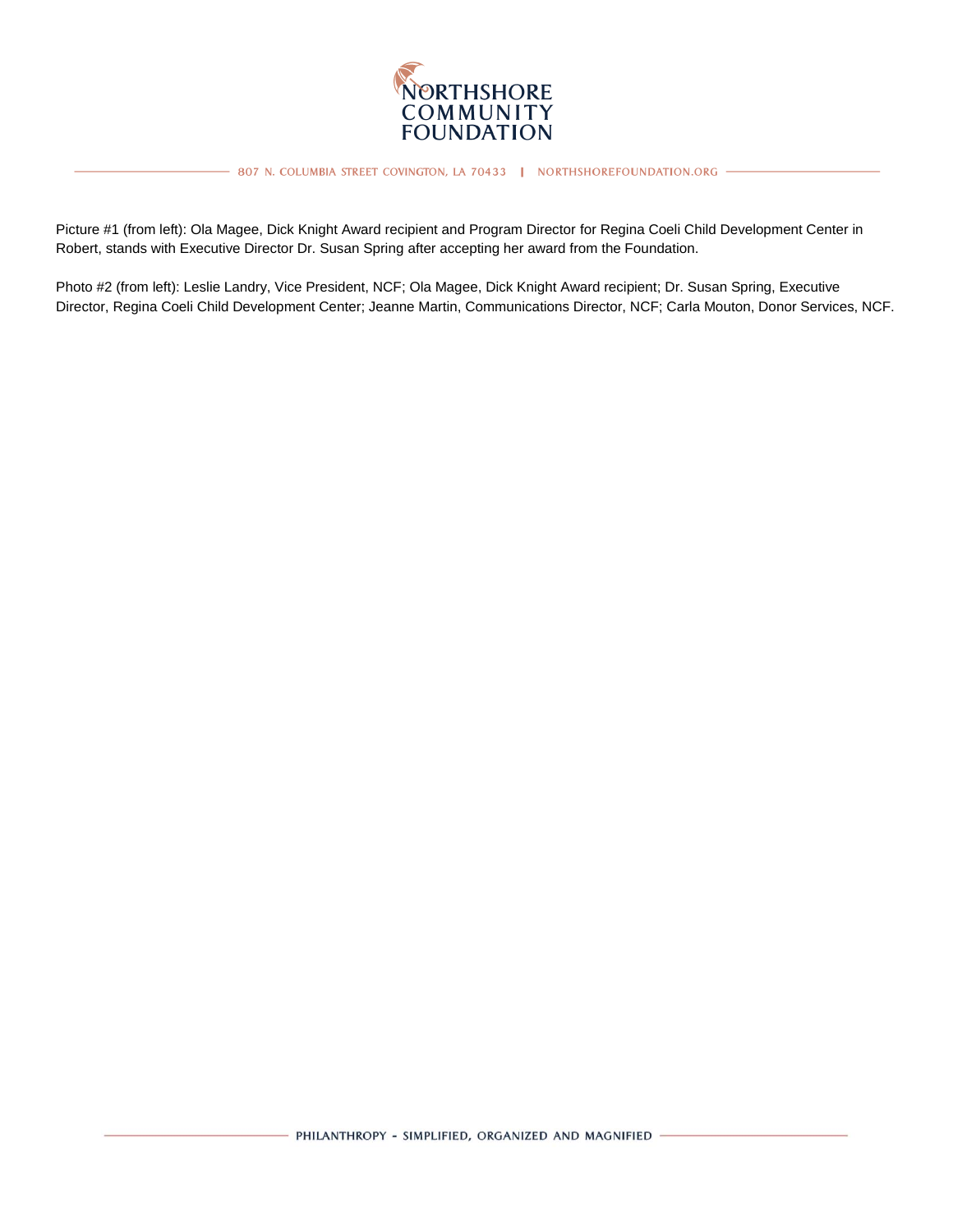Picture #1 (from left): Ola Magee, Dick Knight Award recipient and Program Director for Regina Coeli Child Development Center in Robert, stands with Executive Director Dr. Susan Spring after accepting her award from the Foundation.

Photo #2 (from left): Leslie Landry, Vice President, NCF; Ola Magee, Dick Knight Award recipient; Dr. Susan Spring, Executive Director, Regina Coeli Child Development Center; Jeanne Martin, Communications Director, NCF; Carla Mouton, Donor Services, NCF.